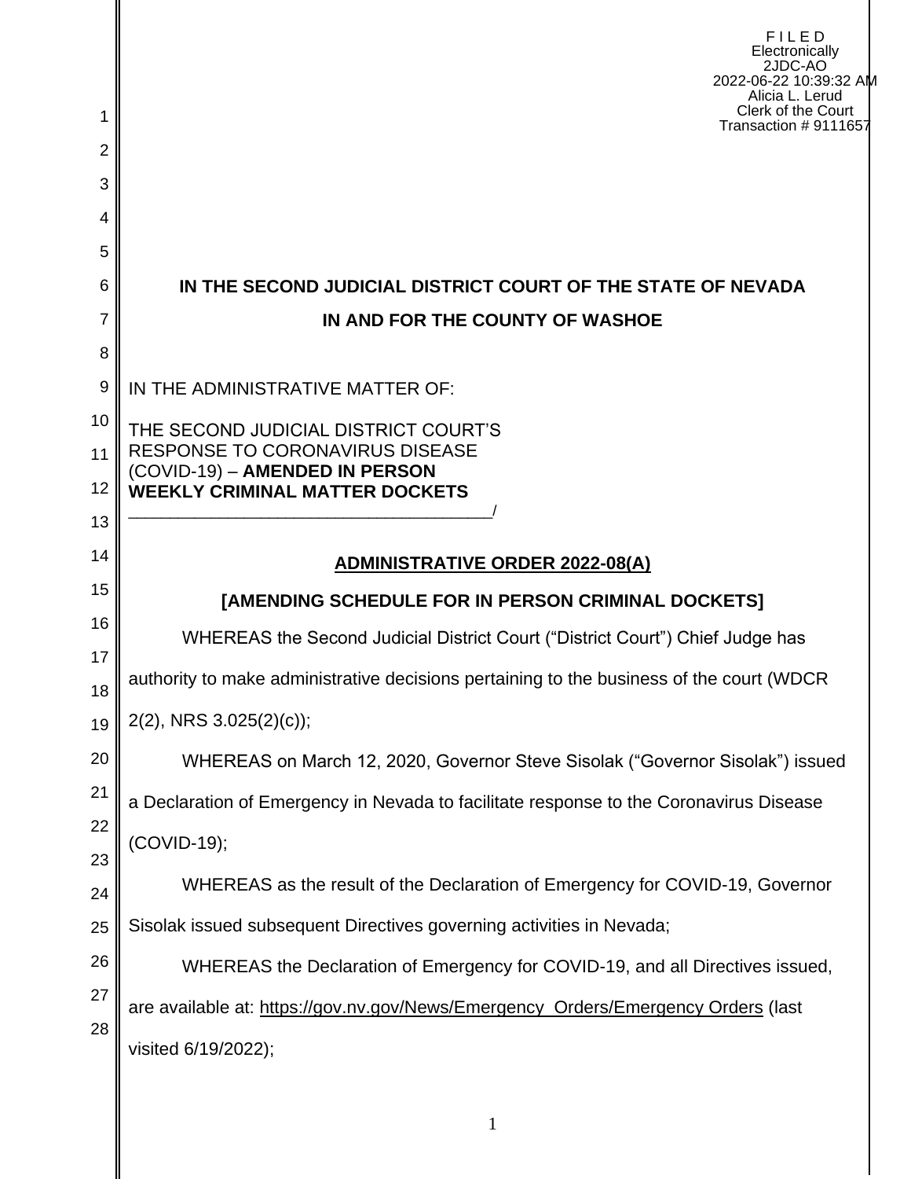F I L E D
Electronically
2JDC-AO
2022-06-22 10:39:32 AM
Alicia L. Lerud
Clerk of the Court
Transaction # 9111657

**IN THE SECOND JUDICIAL DISTRICT COURT OF THE STATE OF NEVADA**

**IN AND FOR THE COUNTY OF WASHOE**

IN THE ADMINISTRATIVE MATTER OF:

THE SECOND JUDICIAL DISTRICT COURT'S RESPONSE TO CORONAVIRUS DISEASE (COVID-19) – **AMENDED IN PERSON WEEKLY CRIMINAL MATTER DOCKETS**
_______________________________________/

**ADMINISTRATIVE ORDER 2022-08(A)**

**[AMENDING SCHEDULE FOR IN PERSON CRIMINAL DOCKETS]**

WHEREAS the Second Judicial District Court ("District Court") Chief Judge has authority to make administrative decisions pertaining to the business of the court (WDCR 2(2), NRS 3.025(2)(c));

WHEREAS on March 12, 2020, Governor Steve Sisolak ("Governor Sisolak") issued a Declaration of Emergency in Nevada to facilitate response to the Coronavirus Disease (COVID-19);

WHEREAS as the result of the Declaration of Emergency for COVID-19, Governor Sisolak issued subsequent Directives governing activities in Nevada;

WHEREAS the Declaration of Emergency for COVID-19, and all Directives issued, are available at: https://gov.nv.gov/News/Emergency_Orders/Emergency Orders (last visited 6/19/2022);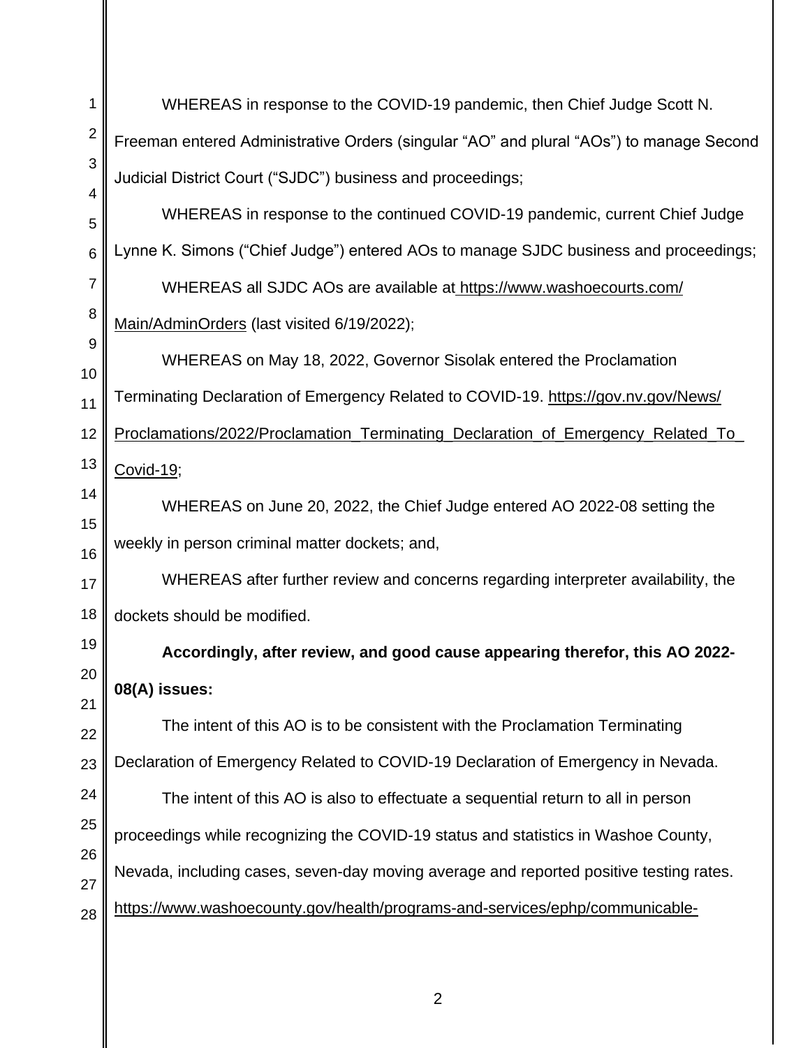WHEREAS in response to the COVID-19 pandemic, then Chief Judge Scott N. Freeman entered Administrative Orders (singular "AO" and plural "AOs") to manage Second Judicial District Court ("SJDC") business and proceedings;

WHEREAS in response to the continued COVID-19 pandemic, current Chief Judge Lynne K. Simons ("Chief Judge") entered AOs to manage SJDC business and proceedings;

WHEREAS all SJDC AOs are available at https://www.washoecourts.com/Main/AdminOrders (last visited 6/19/2022);

WHEREAS on May 18, 2022, Governor Sisolak entered the Proclamation Terminating Declaration of Emergency Related to COVID-19. https://gov.nv.gov/News/Proclamations/2022/Proclamation_Terminating_Declaration_of_Emergency_Related_To_Covid-19;

WHEREAS on June 20, 2022, the Chief Judge entered AO 2022-08 setting the weekly in person criminal matter dockets; and,

WHEREAS after further review and concerns regarding interpreter availability, the dockets should be modified.

**Accordingly, after review, and good cause appearing therefor, this AO 2022-08(A) issues:**

The intent of this AO is to be consistent with the Proclamation Terminating Declaration of Emergency Related to COVID-19 Declaration of Emergency in Nevada.

The intent of this AO is also to effectuate a sequential return to all in person proceedings while recognizing the COVID-19 status and statistics in Washoe County, Nevada, including cases, seven-day moving average and reported positive testing rates. https://www.washoecounty.gov/health/programs-and-services/ephp/communicable-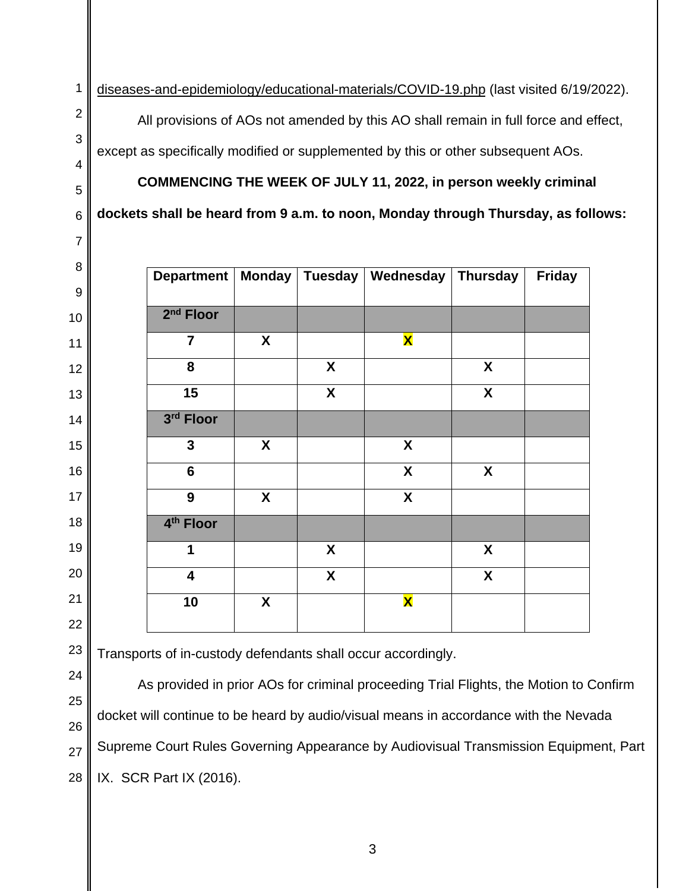diseases-and-epidemiology/educational-materials/COVID-19.php (last visited 6/19/2022).

All provisions of AOs not amended by this AO shall remain in full force and effect, except as specifically modified or supplemented by this or other subsequent AOs.

**COMMENCING THE WEEK OF JULY 11, 2022, in person weekly criminal dockets shall be heard from 9 a.m. to noon, Monday through Thursday, as follows:**

| Department | Monday | Tuesday | Wednesday | Thursday | Friday |
|---|---|---|---|---|---|
| **2nd Floor** | | | | | |
| **7** | **X** | | **X** | | |
| **8** | | **X** | | **X** | |
| **15** | | **X** | | **X** | |
| **3rd Floor** | | | | | |
| **3** | **X** | | **X** | | |
| **6** | | | **X** | **X** | |
| **9** | **X** | | **X** | | |
| **4th Floor** | | | | | |
| **1** | | **X** | | **X** | |
| **4** | | **X** | | **X** | |
| **10** | **X** | | **X** | | |

Transports of in-custody defendants shall occur accordingly.

As provided in prior AOs for criminal proceeding Trial Flights, the Motion to Confirm docket will continue to be heard by audio/visual means in accordance with the Nevada Supreme Court Rules Governing Appearance by Audiovisual Transmission Equipment, Part IX. SCR Part IX (2016).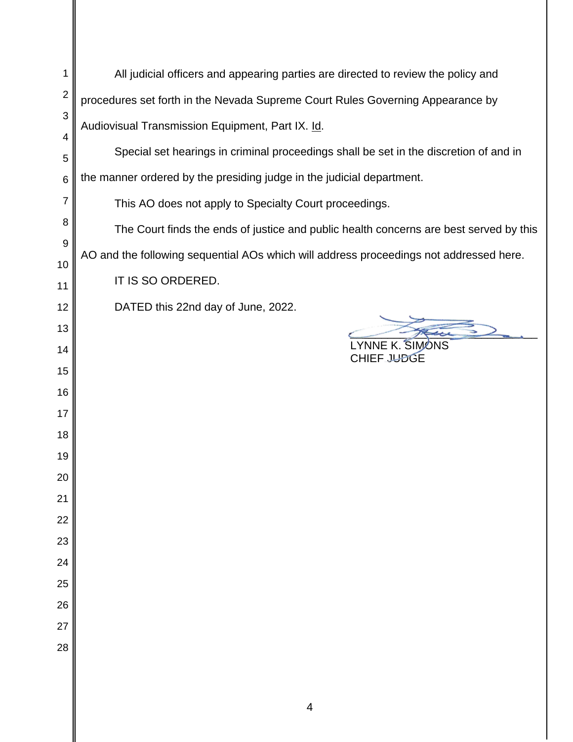All judicial officers and appearing parties are directed to review the policy and procedures set forth in the Nevada Supreme Court Rules Governing Appearance by Audiovisual Transmission Equipment, Part IX. Id.

Special set hearings in criminal proceedings shall be set in the discretion of and in the manner ordered by the presiding judge in the judicial department.

This AO does not apply to Specialty Court proceedings.

The Court finds the ends of justice and public health concerns are best served by this AO and the following sequential AOs which will address proceedings not addressed here.

IT IS SO ORDERED.

DATED this 22nd day of June, 2022.

LYNNE K. SIMONS
CHIEF JUDGE